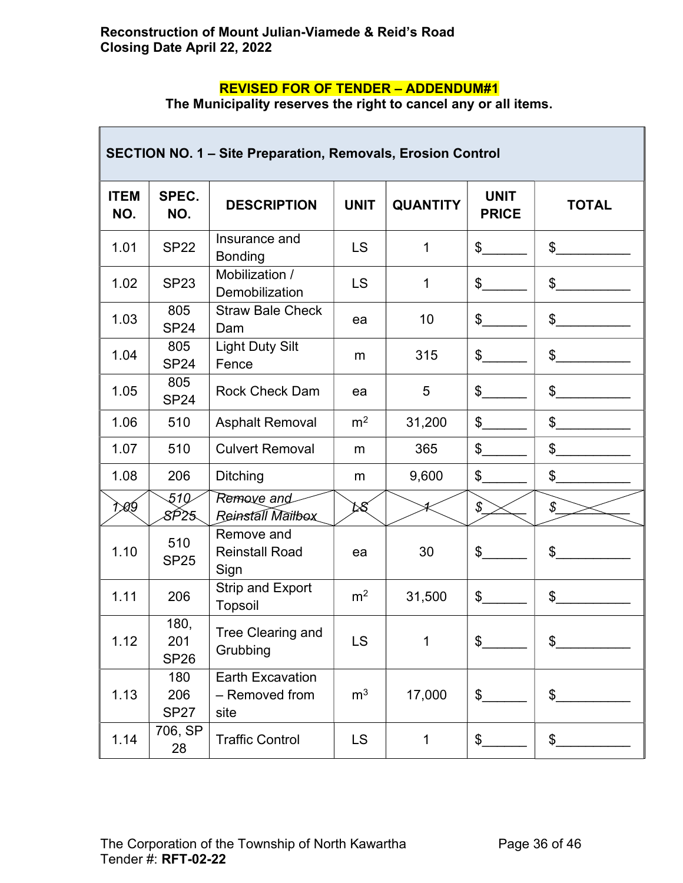**Reconstruction of Mount Julian-Viamede & Reid's Road**
**Closing Date April 22, 2022**

**REVISED FOR OF TENDER – ADDENDUM#1**

**The Municipality reserves the right to cancel any or all items.**

| SECTION NO. 1 – Site Preparation, Removals, Erosion Control | | | | | | |
|---|---|---|---|---|---|---|
| **ITEM NO.** | **SPEC. NO.** | **DESCRIPTION** | **UNIT** | **QUANTITY** | **UNIT PRICE** | **TOTAL** |
| 1.01 | SP22 | Insurance and Bonding | LS | 1 | $______ | $__________ |
| 1.02 | SP23 | Mobilization / Demobilization | LS | 1 | $______ | $__________ |
| 1.03 | 805 SP24 | Straw Bale Check Dam | ea | 10 | $______ | $__________ |
| 1.04 | 805 SP24 | Light Duty Silt Fence | m | 315 | $______ | $__________ |
| 1.05 | 805 SP24 | Rock Check Dam | ea | 5 | $______ | $__________ |
| 1.06 | 510 | Asphalt Removal | $m^2$ | 31,200 | $______ | $__________ |
| 1.07 | 510 | Culvert Removal | m | 365 | $______ | $__________ |
| 1.08 | 206 | Ditching | m | 9,600 | $______ | $__________ |
| ~~1.09~~ | ~~510 SP25~~ | ~~Remove and Reinstall Mailbox~~ | ~~LS~~ | ~~1~~ | ~~$______~~ | ~~$__________~~ |
| 1.10 | 510 SP25 | Remove and Reinstall Road Sign | ea | 30 | $______ | $__________ |
| 1.11 | 206 | Strip and Export Topsoil | $m^2$ | 31,500 | $______ | $__________ |
| 1.12 | 180, 201 SP26 | Tree Clearing and Grubbing | LS | 1 | $______ | $__________ |
| 1.13 | 180 206 SP27 | Earth Excavation – Removed from site | $m^3$ | 17,000 | $______ | $__________ |
| 1.14 | 706, SP 28 | Traffic Control | LS | 1 | $______ | $__________ |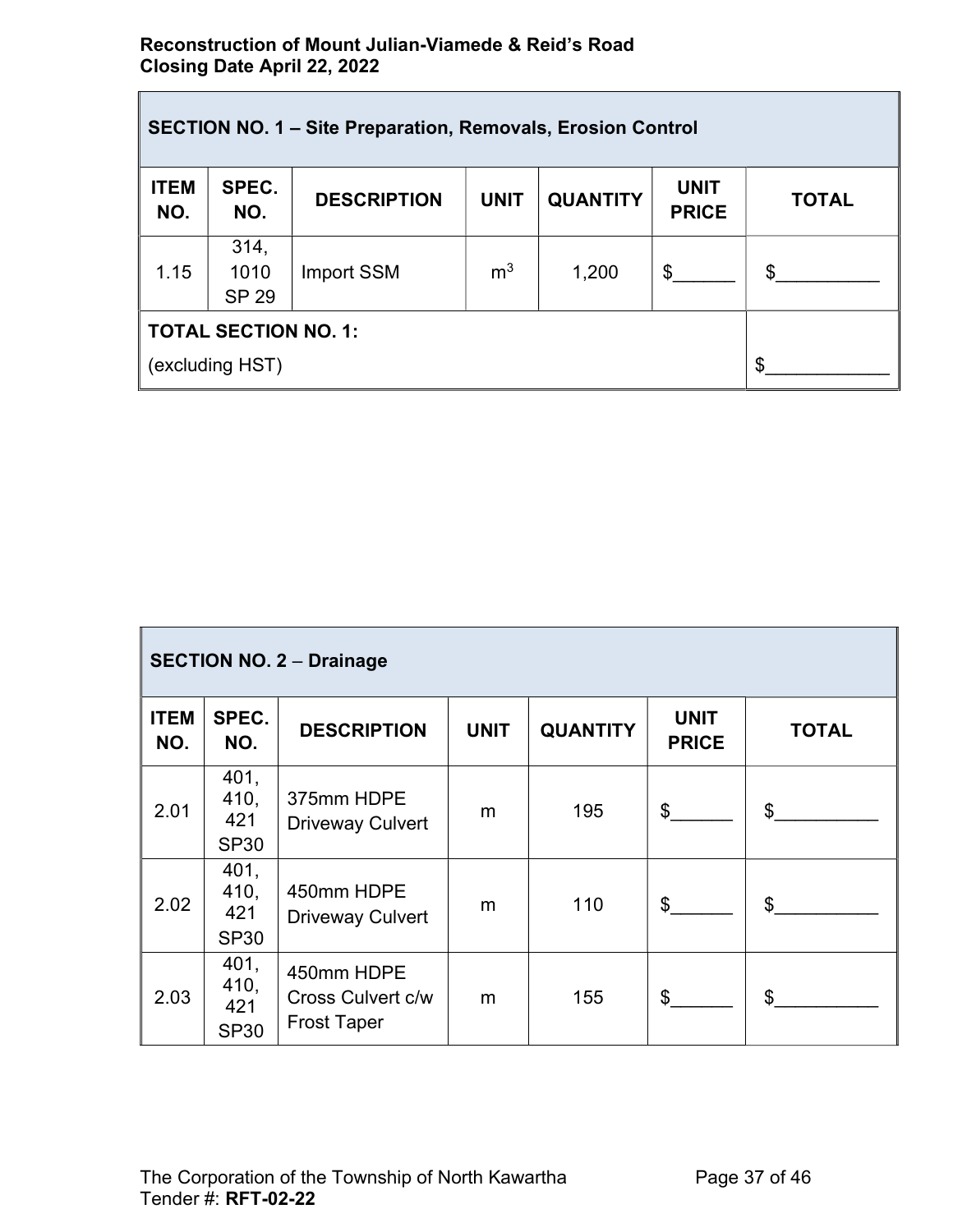| SECTION NO. 1 – Site Preparation, Removals, Erosion Control | | | | | | |
|---|---|---|---|---|---|---|
| **ITEM NO.** | **SPEC. NO.** | **DESCRIPTION** | **UNIT** | **QUANTITY** | **UNIT PRICE** | **TOTAL** |
| 1.15 | 314, 1010 SP 29 | Import SSM | $m^3$ | 1,200 | $______ | $__________ |
| **TOTAL SECTION NO. 1:** (excluding HST) | | | | | | $____________ |

| SECTION NO. 2 – Drainage | | | | | | |
|---|---|---|---|---|---|---|
| **ITEM NO.** | **SPEC. NO.** | **DESCRIPTION** | **UNIT** | **QUANTITY** | **UNIT PRICE** | **TOTAL** |
| 2.01 | 401, 410, 421 SP30 | 375mm HDPE Driveway Culvert | m | 195 | $______ | $__________ |
| 2.02 | 401, 410, 421 SP30 | 450mm HDPE Driveway Culvert | m | 110 | $______ | $__________ |
| 2.03 | 401, 410, 421 SP30 | 450mm HDPE Cross Culvert c/w Frost Taper | m | 155 | $______ | $__________ |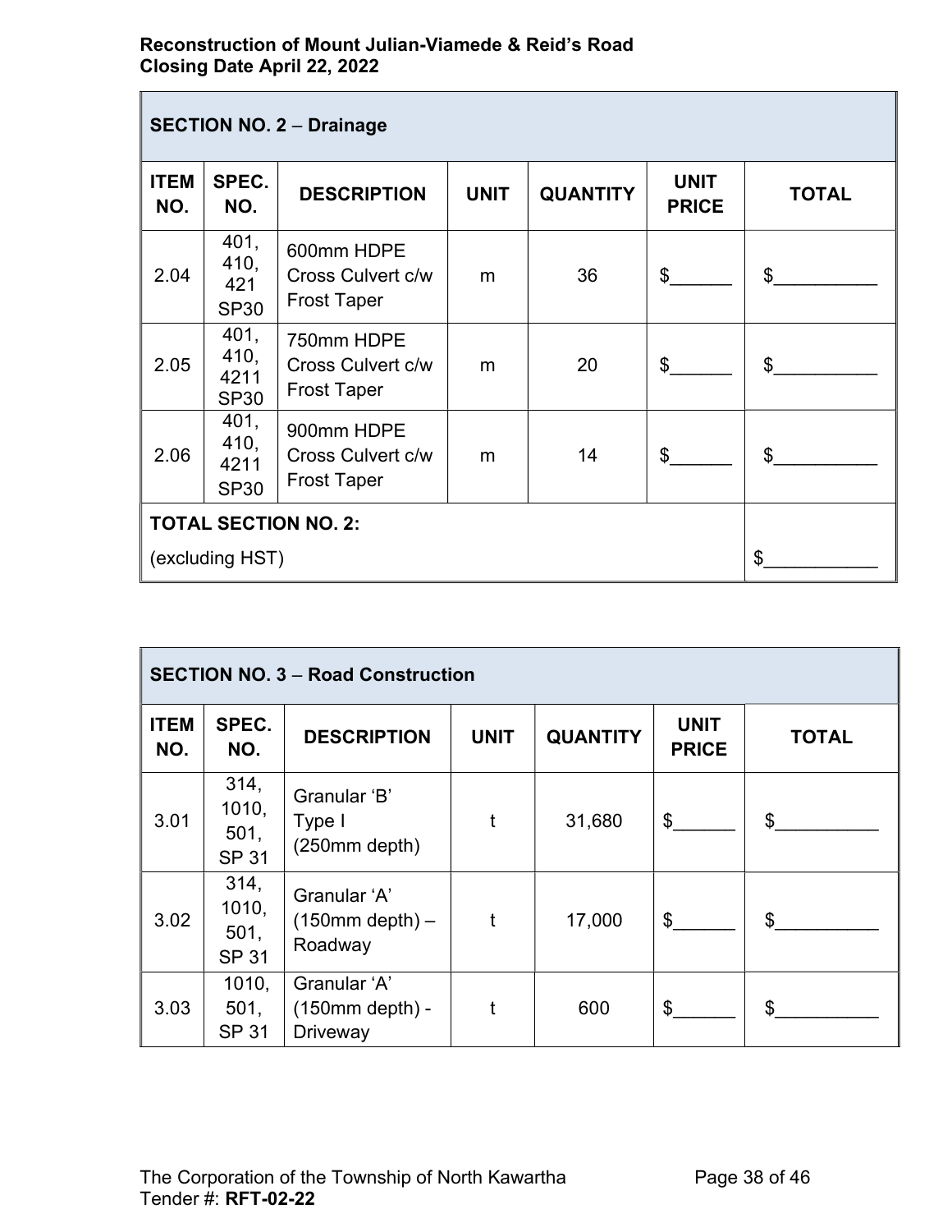| SECTION NO. 2 – Drainage | | | | | | |
|---|---|---|---|---|---|---|
| **ITEM NO.** | **SPEC. NO.** | **DESCRIPTION** | **UNIT** | **QUANTITY** | **UNIT PRICE** | **TOTAL** |
| 2.04 | 401, 410, 421 SP30 | 600mm HDPE Cross Culvert c/w Frost Taper | m | 36 | $______ | $__________ |
| 2.05 | 401, 410, 4211 SP30 | 750mm HDPE Cross Culvert c/w Frost Taper | m | 20 | $______ | $__________ |
| 2.06 | 401, 410, 4211 SP30 | 900mm HDPE Cross Culvert c/w Frost Taper | m | 14 | $______ | $__________ |
| **TOTAL SECTION NO. 2:** (excluding HST) | | | | | | $___________ |

| SECTION NO. 3 – Road Construction | | | | | | |
|---|---|---|---|---|---|---|
| **ITEM NO.** | **SPEC. NO.** | **DESCRIPTION** | **UNIT** | **QUANTITY** | **UNIT PRICE** | **TOTAL** |
| 3.01 | 314, 1010, 501, SP 31 | Granular 'B' Type I (250mm depth) | t | 31,680 | $______ | $__________ |
| 3.02 | 314, 1010, 501, SP 31 | Granular 'A' (150mm depth) – Roadway | t | 17,000 | $______ | $__________ |
| 3.03 | 1010, 501, SP 31 | Granular 'A' (150mm depth) - Driveway | t | 600 | $______ | $__________ |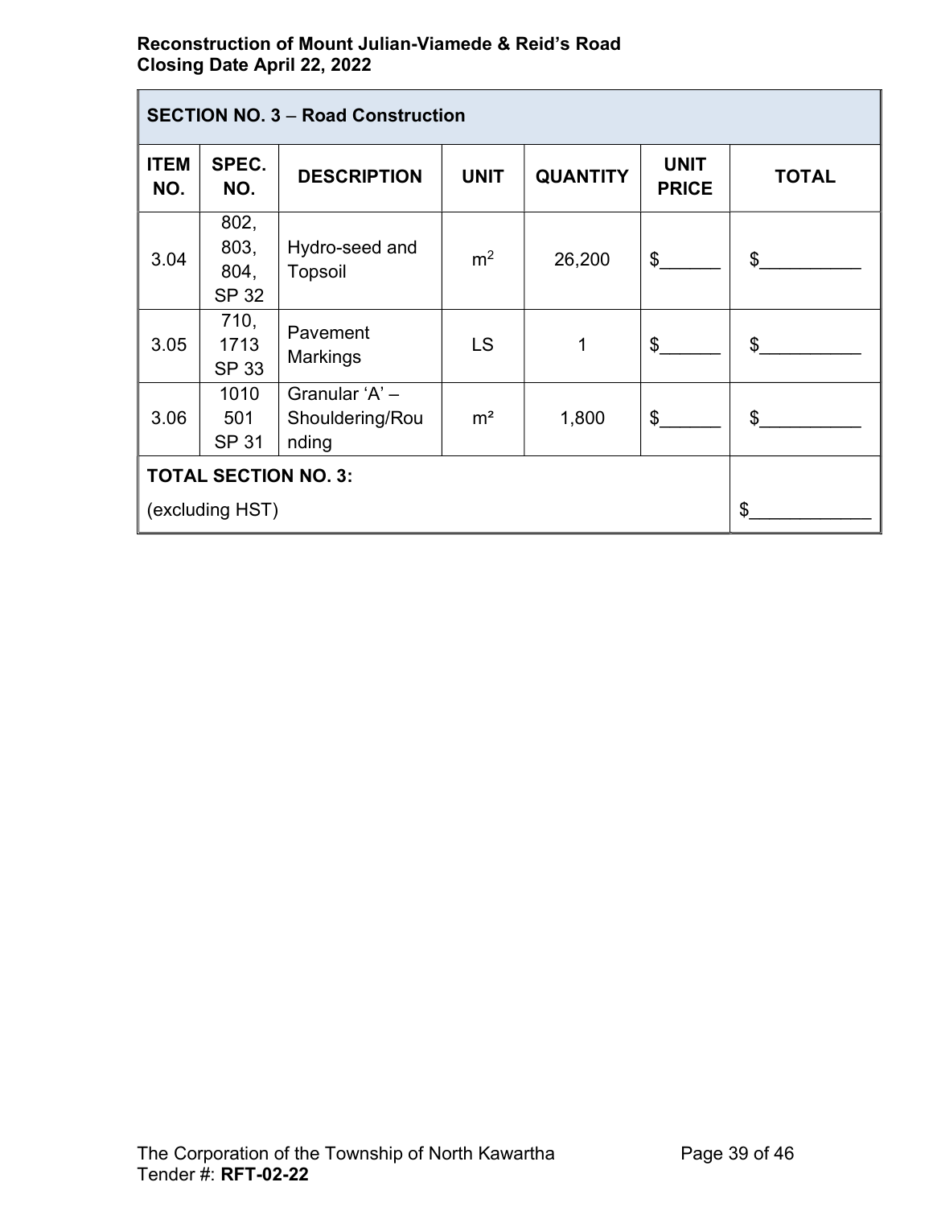| SECTION NO. 3 – Road Construction | | | | | | |
|---|---|---|---|---|---|---|
| ITEM NO. | SPEC. NO. | DESCRIPTION | UNIT | QUANTITY | UNIT PRICE | TOTAL |
| 3.04 | 802, 803, 804, SP 32 | Hydro-seed and Topsoil | $m^2$ | 26,200 | $______ | $__________ |
| 3.05 | 710, 1713 SP 33 | Pavement Markings | LS | 1 | $______ | $__________ |
| 3.06 | 1010 501 SP 31 | Granular 'A' – Shouldering/Rounding | $m^2$ | 1,800 | $______ | $__________ |
| **TOTAL SECTION NO. 3:** (excluding HST) | | | | | | $____________ |